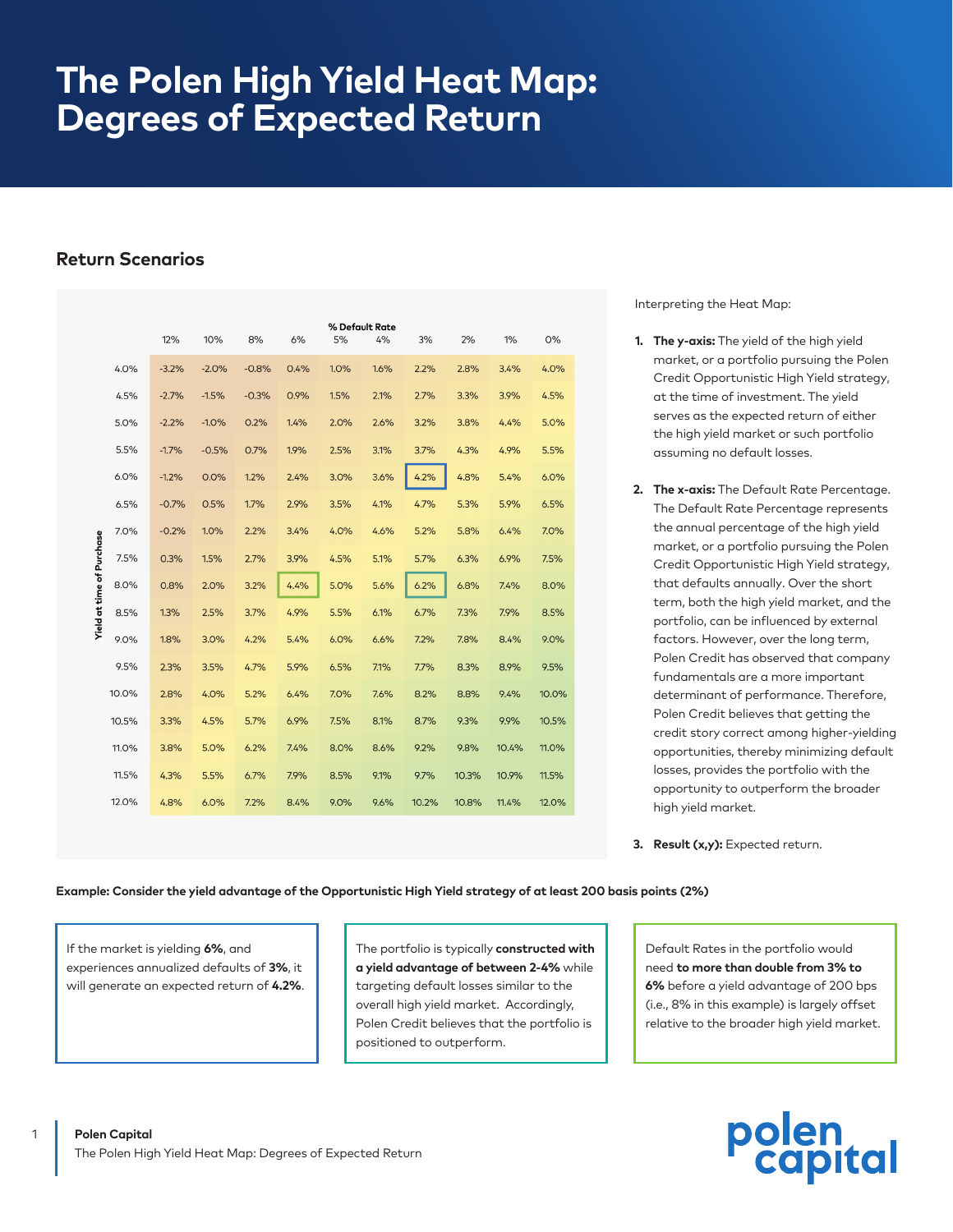# The Polen High Yield Heat Map: Degrees of Expected Return

## Return Scenarios

| Yield at time of Purchase | % Default Rate 12% | 10% | 8% | 6% | 5% | 4% | 3% | 2% | 1% | 0% |
|---|---|---|---|---|---|---|---|---|---|---|
| 4.0% | -3.2% | -2.0% | -0.8% | 0.4% | 1.0% | 1.6% | 2.2% | 2.8% | 3.4% | 4.0% |
| 4.5% | -2.7% | -1.5% | -0.3% | 0.9% | 1.5% | 2.1% | 2.7% | 3.3% | 3.9% | 4.5% |
| 5.0% | -2.2% | -1.0% | 0.2% | 1.4% | 2.0% | 2.6% | 3.2% | 3.8% | 4.4% | 5.0% |
| 5.5% | -1.7% | -0.5% | 0.7% | 1.9% | 2.5% | 3.1% | 3.7% | 4.3% | 4.9% | 5.5% |
| 6.0% | -1.2% | 0.0% | 1.2% | 2.4% | 3.0% | 3.6% | 4.2% | 4.8% | 5.4% | 6.0% |
| 6.5% | -0.7% | 0.5% | 1.7% | 2.9% | 3.5% | 4.1% | 4.7% | 5.3% | 5.9% | 6.5% |
| 7.0% | -0.2% | 1.0% | 2.2% | 3.4% | 4.0% | 4.6% | 5.2% | 5.8% | 6.4% | 7.0% |
| 7.5% | 0.3% | 1.5% | 2.7% | 3.9% | 4.5% | 5.1% | 5.7% | 6.3% | 6.9% | 7.5% |
| 8.0% | 0.8% | 2.0% | 3.2% | 4.4% | 5.0% | 5.6% | 6.2% | 6.8% | 7.4% | 8.0% |
| 8.5% | 1.3% | 2.5% | 3.7% | 4.9% | 5.5% | 6.1% | 6.7% | 7.3% | 7.9% | 8.5% |
| 9.0% | 1.8% | 3.0% | 4.2% | 5.4% | 6.0% | 6.6% | 7.2% | 7.8% | 8.4% | 9.0% |
| 9.5% | 2.3% | 3.5% | 4.7% | 5.9% | 6.5% | 7.1% | 7.7% | 8.3% | 8.9% | 9.5% |
| 10.0% | 2.8% | 4.0% | 5.2% | 6.4% | 7.0% | 7.6% | 8.2% | 8.8% | 9.4% | 10.0% |
| 10.5% | 3.3% | 4.5% | 5.7% | 6.9% | 7.5% | 8.1% | 8.7% | 9.3% | 9.9% | 10.5% |
| 11.0% | 3.8% | 5.0% | 6.2% | 7.4% | 8.0% | 8.6% | 9.2% | 9.8% | 10.4% | 11.0% |
| 11.5% | 4.3% | 5.5% | 6.7% | 7.9% | 8.5% | 9.1% | 9.7% | 10.3% | 10.9% | 11.5% |
| 12.0% | 4.8% | 6.0% | 7.2% | 8.4% | 9.0% | 9.6% | 10.2% | 10.8% | 11.4% | 12.0% |

Interpreting the Heat Map:

1. **The y-axis:** The yield of the high yield market, or a portfolio pursuing the Polen Credit Opportunistic High Yield strategy, at the time of investment. The yield serves as the expected return of either the high yield market or such portfolio assuming no default losses.
2. **The x-axis:** The Default Rate Percentage. The Default Rate Percentage represents the annual percentage of the high yield market, or a portfolio pursuing the Polen Credit Opportunistic High Yield strategy, that defaults annually. Over the short term, both the high yield market, and the portfolio, can be influenced by external factors. However, over the long term, Polen Credit has observed that company fundamentals are a more important determinant of performance. Therefore, Polen Credit believes that getting the credit story correct among higher-yielding opportunities, thereby minimizing default losses, provides the portfolio with the opportunity to outperform the broader high yield market.
3. **Result (x,y):** Expected return.

**Example: Consider the yield advantage of the Opportunistic High Yield strategy of at least 200 basis points (2%)**

If the market is yielding **6%**, and experiences annualized defaults of **3%**, it will generate an expected return of **4.2%**.

The portfolio is typically **constructed with a yield advantage of between 2-4%** while targeting default losses similar to the overall high yield market. Accordingly, Polen Credit believes that the portfolio is positioned to outperform.

Default Rates in the portfolio would need **to more than double from 3% to 6%** before a yield advantage of 200 bps (i.e., 8% in this example) is largely offset relative to the broader high yield market.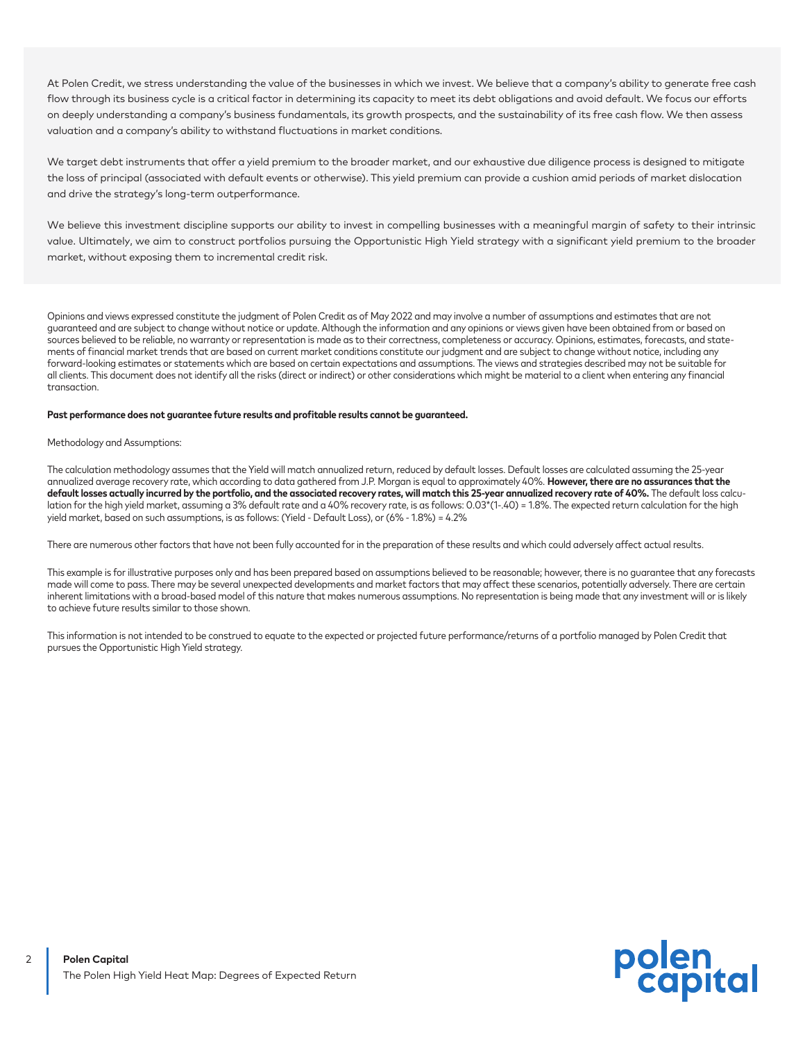At Polen Credit, we stress understanding the value of the businesses in which we invest. We believe that a company's ability to generate free cash flow through its business cycle is a critical factor in determining its capacity to meet its debt obligations and avoid default. We focus our efforts on deeply understanding a company's business fundamentals, its growth prospects, and the sustainability of its free cash flow. We then assess valuation and a company's ability to withstand fluctuations in market conditions.

We target debt instruments that offer a yield premium to the broader market, and our exhaustive due diligence process is designed to mitigate the loss of principal (associated with default events or otherwise). This yield premium can provide a cushion amid periods of market dislocation and drive the strategy's long-term outperformance.

We believe this investment discipline supports our ability to invest in compelling businesses with a meaningful margin of safety to their intrinsic value. Ultimately, we aim to construct portfolios pursuing the Opportunistic High Yield strategy with a significant yield premium to the broader market, without exposing them to incremental credit risk.

Opinions and views expressed constitute the judgment of Polen Credit as of May 2022 and may involve a number of assumptions and estimates that are not guaranteed and are subject to change without notice or update. Although the information and any opinions or views given have been obtained from or based on sources believed to be reliable, no warranty or representation is made as to their correctness, completeness or accuracy. Opinions, estimates, forecasts, and statements of financial market trends that are based on current market conditions constitute our judgment and are subject to change without notice, including any forward-looking estimates or statements which are based on certain expectations and assumptions. The views and strategies described may not be suitable for all clients. This document does not identify all the risks (direct or indirect) or other considerations which might be material to a client when entering any financial transaction.

**Past performance does not guarantee future results and profitable results cannot be guaranteed.**

Methodology and Assumptions:

The calculation methodology assumes that the Yield will match annualized return, reduced by default losses. Default losses are calculated assuming the 25-year annualized average recovery rate, which according to data gathered from J.P. Morgan is equal to approximately 40%. **However, there are no assurances that the default losses actually incurred by the portfolio, and the associated recovery rates, will match this 25-year annualized recovery rate of 40%.** The default loss calculation for the high yield market, assuming a 3% default rate and a 40% recovery rate, is as follows: 0.03*(1-.40) = 1.8%. The expected return calculation for the high yield market, based on such assumptions, is as follows: (Yield - Default Loss), or (6% - 1.8%) = 4.2%

There are numerous other factors that have not been fully accounted for in the preparation of these results and which could adversely affect actual results.

This example is for illustrative purposes only and has been prepared based on assumptions believed to be reasonable; however, there is no guarantee that any forecasts made will come to pass. There may be several unexpected developments and market factors that may affect these scenarios, potentially adversely. There are certain inherent limitations with a broad-based model of this nature that makes numerous assumptions. No representation is being made that any investment will or is likely to achieve future results similar to those shown.

This information is not intended to be construed to equate to the expected or projected future performance/returns of a portfolio managed by Polen Credit that pursues the Opportunistic High Yield strategy.